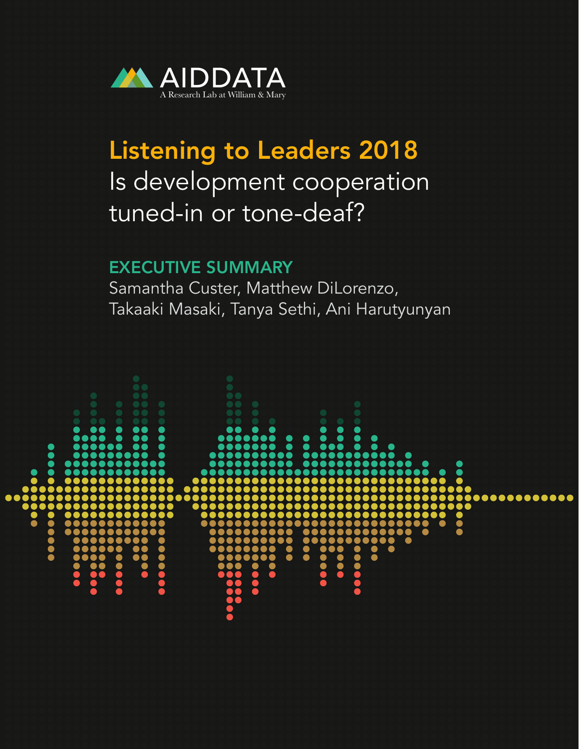AIDDATA

A Research Lab at William & Mary

# Listening to Leaders 2018

## Is development cooperation tuned-in or tone-deaf?

### EXECUTIVE SUMMARY

Samantha Custer, Matthew DiLorenzo, Takaaki Masaki, Tanya Sethi, Ani Harutyunyan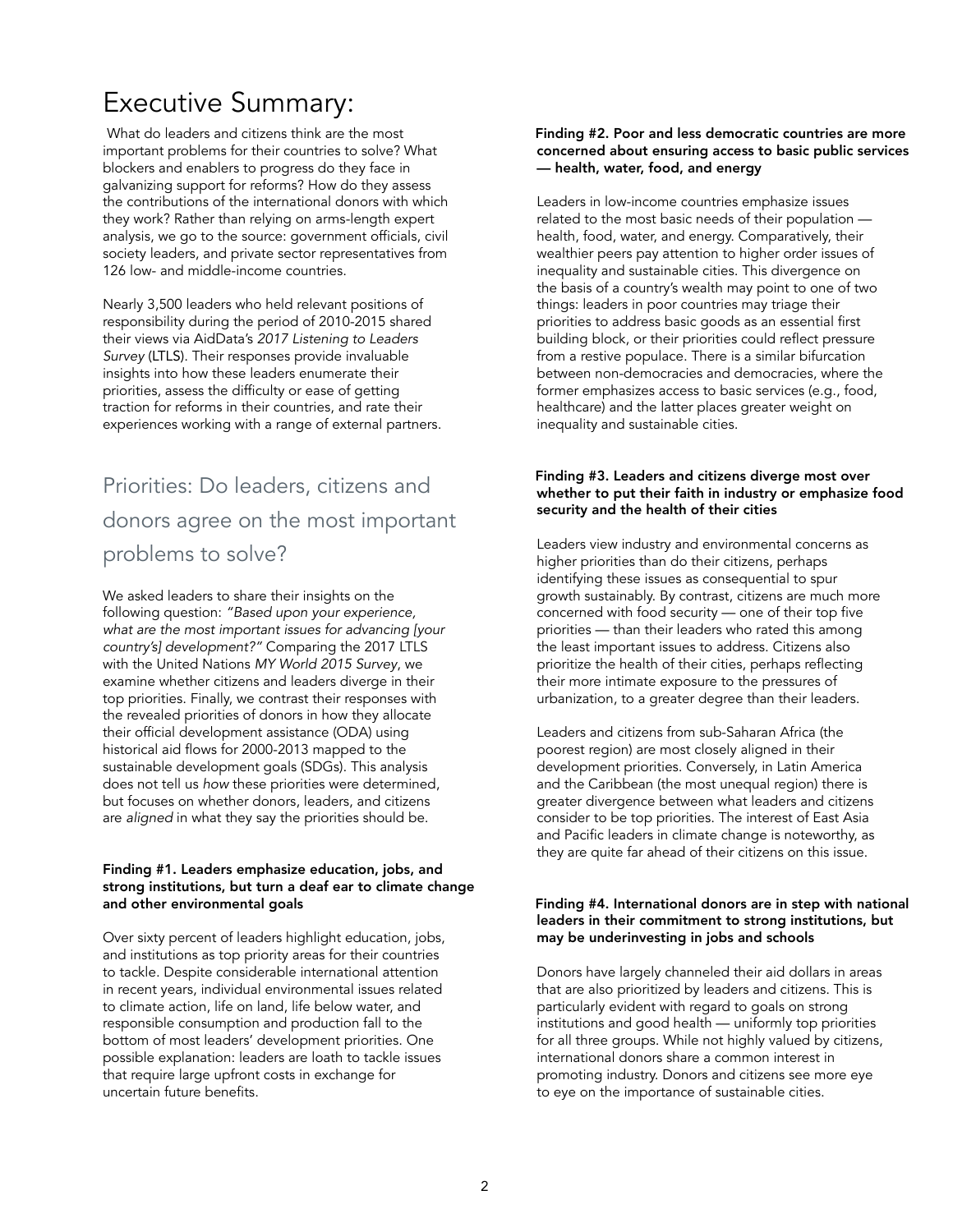# Executive Summary:

What do leaders and citizens think are the most important problems for their countries to solve? What blockers and enablers to progress do they face in galvanizing support for reforms? How do they assess the contributions of the international donors with which they work? Rather than relying on arms-length expert analysis, we go to the source: government officials, civil society leaders, and private sector representatives from 126 low- and middle-income countries.

Nearly 3,500 leaders who held relevant positions of responsibility during the period of 2010-2015 shared their views via AidData's *2017 Listening to Leaders Survey* (LTLS). Their responses provide invaluable insights into how these leaders enumerate their priorities, assess the difficulty or ease of getting traction for reforms in their countries, and rate their experiences working with a range of external partners.

## Priorities: Do leaders, citizens and donors agree on the most important problems to solve?

We asked leaders to share their insights on the following question: *"Based upon your experience, what are the most important issues for advancing [your country's] development?"* Comparing the 2017 LTLS with the United Nations *MY World 2015 Survey*, we examine whether citizens and leaders diverge in their top priorities. Finally, we contrast their responses with the revealed priorities of donors in how they allocate their official development assistance (ODA) using historical aid flows for 2000-2013 mapped to the sustainable development goals (SDGs). This analysis does not tell us *how* these priorities were determined, but focuses on whether donors, leaders, and citizens are *aligned* in what they say the priorities should be.

**Finding #1. Leaders emphasize education, jobs, and strong institutions, but turn a deaf ear to climate change and other environmental goals**

Over sixty percent of leaders highlight education, jobs, and institutions as top priority areas for their countries to tackle. Despite considerable international attention in recent years, individual environmental issues related to climate action, life on land, life below water, and responsible consumption and production fall to the bottom of most leaders' development priorities. One possible explanation: leaders are loath to tackle issues that require large upfront costs in exchange for uncertain future benefits.

**Finding #2. Poor and less democratic countries are more concerned about ensuring access to basic public services — health, water, food, and energy**

Leaders in low-income countries emphasize issues related to the most basic needs of their population — health, food, water, and energy. Comparatively, their wealthier peers pay attention to higher order issues of inequality and sustainable cities. This divergence on the basis of a country's wealth may point to one of two things: leaders in poor countries may triage their priorities to address basic goods as an essential first building block, or their priorities could reflect pressure from a restive populace. There is a similar bifurcation between non-democracies and democracies, where the former emphasizes access to basic services (e.g., food, healthcare) and the latter places greater weight on inequality and sustainable cities.

**Finding #3. Leaders and citizens diverge most over whether to put their faith in industry or emphasize food security and the health of their cities**

Leaders view industry and environmental concerns as higher priorities than do their citizens, perhaps identifying these issues as consequential to spur growth sustainably. By contrast, citizens are much more concerned with food security — one of their top five priorities — than their leaders who rated this among the least important issues to address. Citizens also prioritize the health of their cities, perhaps reflecting their more intimate exposure to the pressures of urbanization, to a greater degree than their leaders.

Leaders and citizens from sub-Saharan Africa (the poorest region) are most closely aligned in their development priorities. Conversely, in Latin America and the Caribbean (the most unequal region) there is greater divergence between what leaders and citizens consider to be top priorities. The interest of East Asia and Pacific leaders in climate change is noteworthy, as they are quite far ahead of their citizens on this issue.

**Finding #4. International donors are in step with national leaders in their commitment to strong institutions, but may be underinvesting in jobs and schools**

Donors have largely channeled their aid dollars in areas that are also prioritized by leaders and citizens. This is particularly evident with regard to goals on strong institutions and good health — uniformly top priorities for all three groups. While not highly valued by citizens, international donors share a common interest in promoting industry. Donors and citizens see more eye to eye on the importance of sustainable cities.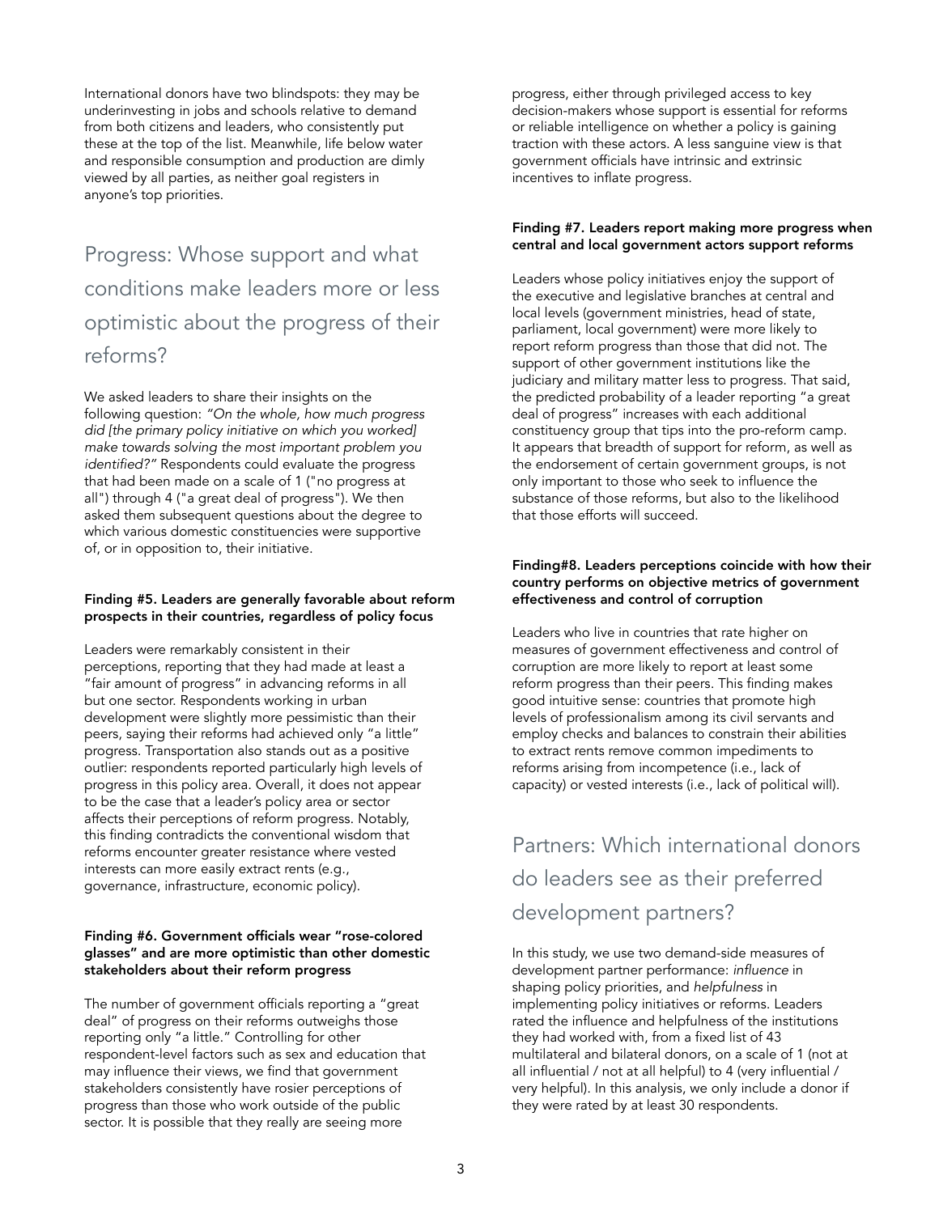International donors have two blindspots: they may be underinvesting in jobs and schools relative to demand from both citizens and leaders, who consistently put these at the top of the list. Meanwhile, life below water and responsible consumption and production are dimly viewed by all parties, as neither goal registers in anyone's top priorities.

## Progress: Whose support and what conditions make leaders more or less optimistic about the progress of their reforms?

We asked leaders to share their insights on the following question: *"On the whole, how much progress did [the primary policy initiative on which you worked] make towards solving the most important problem you identified?"* Respondents could evaluate the progress that had been made on a scale of 1 ("no progress at all") through 4 ("a great deal of progress"). We then asked them subsequent questions about the degree to which various domestic constituencies were supportive of, or in opposition to, their initiative.

#### Finding #5. Leaders are generally favorable about reform prospects in their countries, regardless of policy focus

Leaders were remarkably consistent in their perceptions, reporting that they had made at least a "fair amount of progress" in advancing reforms in all but one sector. Respondents working in urban development were slightly more pessimistic than their peers, saying their reforms had achieved only "a little" progress. Transportation also stands out as a positive outlier: respondents reported particularly high levels of progress in this policy area. Overall, it does not appear to be the case that a leader's policy area or sector affects their perceptions of reform progress. Notably, this finding contradicts the conventional wisdom that reforms encounter greater resistance where vested interests can more easily extract rents (e.g., governance, infrastructure, economic policy).

#### Finding #6. Government officials wear "rose-colored glasses" and are more optimistic than other domestic stakeholders about their reform progress

The number of government officials reporting a "great deal" of progress on their reforms outweighs those reporting only "a little." Controlling for other respondent-level factors such as sex and education that may influence their views, we find that government stakeholders consistently have rosier perceptions of progress than those who work outside of the public sector. It is possible that they really are seeing more progress, either through privileged access to key decision-makers whose support is essential for reforms or reliable intelligence on whether a policy is gaining traction with these actors. A less sanguine view is that government officials have intrinsic and extrinsic incentives to inflate progress.

#### Finding #7. Leaders report making more progress when central and local government actors support reforms

Leaders whose policy initiatives enjoy the support of the executive and legislative branches at central and local levels (government ministries, head of state, parliament, local government) were more likely to report reform progress than those that did not. The support of other government institutions like the judiciary and military matter less to progress. That said, the predicted probability of a leader reporting "a great deal of progress" increases with each additional constituency group that tips into the pro-reform camp. It appears that breadth of support for reform, as well as the endorsement of certain government groups, is not only important to those who seek to influence the substance of those reforms, but also to the likelihood that those efforts will succeed.

#### Finding#8. Leaders perceptions coincide with how their country performs on objective metrics of government effectiveness and control of corruption

Leaders who live in countries that rate higher on measures of government effectiveness and control of corruption are more likely to report at least some reform progress than their peers. This finding makes good intuitive sense: countries that promote high levels of professionalism among its civil servants and employ checks and balances to constrain their abilities to extract rents remove common impediments to reforms arising from incompetence (i.e., lack of capacity) or vested interests (i.e., lack of political will).

## Partners: Which international donors do leaders see as their preferred development partners?

In this study, we use two demand-side measures of development partner performance: *influence* in shaping policy priorities, and *helpfulness* in implementing policy initiatives or reforms. Leaders rated the influence and helpfulness of the institutions they had worked with, from a fixed list of 43 multilateral and bilateral donors, on a scale of 1 (not at all influential / not at all helpful) to 4 (very influential / very helpful). In this analysis, we only include a donor if they were rated by at least 30 respondents.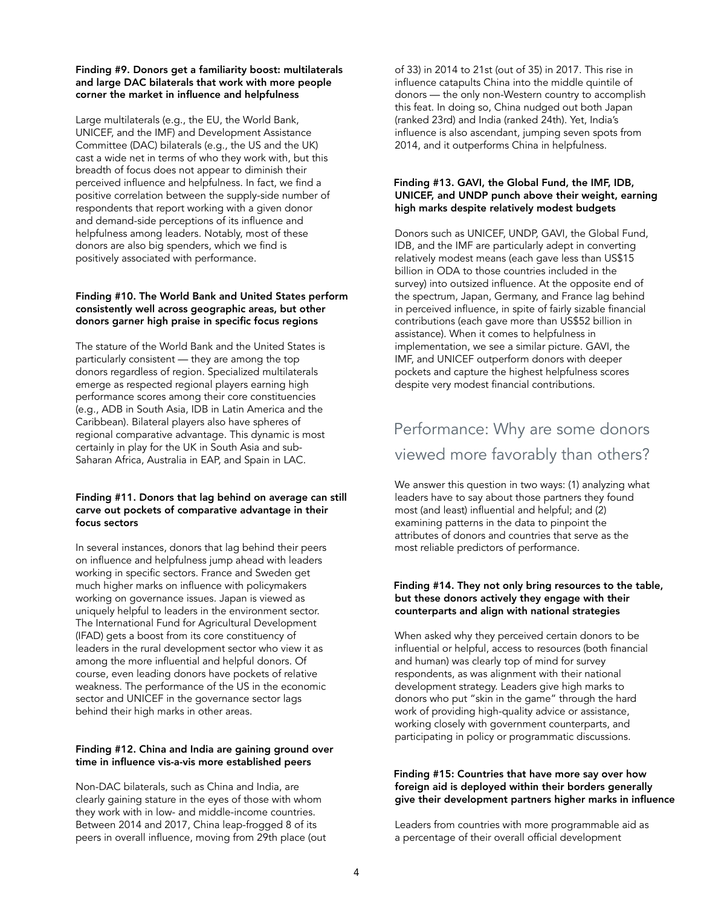#### Finding #9. Donors get a familiarity boost: multilaterals and large DAC bilaterals that work with more people corner the market in influence and helpfulness

Large multilaterals (e.g., the EU, the World Bank, UNICEF, and the IMF) and Development Assistance Committee (DAC) bilaterals (e.g., the US and the UK) cast a wide net in terms of who they work with, but this breadth of focus does not appear to diminish their perceived influence and helpfulness. In fact, we find a positive correlation between the supply-side number of respondents that report working with a given donor and demand-side perceptions of its influence and helpfulness among leaders. Notably, most of these donors are also big spenders, which we find is positively associated with performance.

#### Finding #10. The World Bank and United States perform consistently well across geographic areas, but other donors garner high praise in specific focus regions

The stature of the World Bank and the United States is particularly consistent — they are among the top donors regardless of region. Specialized multilaterals emerge as respected regional players earning high performance scores among their core constituencies (e.g., ADB in South Asia, IDB in Latin America and the Caribbean). Bilateral players also have spheres of regional comparative advantage. This dynamic is most certainly in play for the UK in South Asia and sub-Saharan Africa, Australia in EAP, and Spain in LAC.

#### Finding #11. Donors that lag behind on average can still carve out pockets of comparative advantage in their focus sectors

In several instances, donors that lag behind their peers on influence and helpfulness jump ahead with leaders working in specific sectors. France and Sweden get much higher marks on influence with policymakers working on governance issues. Japan is viewed as uniquely helpful to leaders in the environment sector. The International Fund for Agricultural Development (IFAD) gets a boost from its core constituency of leaders in the rural development sector who view it as among the more influential and helpful donors. Of course, even leading donors have pockets of relative weakness. The performance of the US in the economic sector and UNICEF in the governance sector lags behind their high marks in other areas.

#### Finding #12. China and India are gaining ground over time in influence vis-a-vis more established peers

Non-DAC bilaterals, such as China and India, are clearly gaining stature in the eyes of those with whom they work with in low- and middle-income countries. Between 2014 and 2017, China leap-frogged 8 of its peers in overall influence, moving from 29th place (out of 33) in 2014 to 21st (out of 35) in 2017. This rise in influence catapults China into the middle quintile of donors — the only non-Western country to accomplish this feat. In doing so, China nudged out both Japan (ranked 23rd) and India (ranked 24th). Yet, India's influence is also ascendant, jumping seven spots from 2014, and it outperforms China in helpfulness.

#### Finding #13. GAVI, the Global Fund, the IMF, IDB, UNICEF, and UNDP punch above their weight, earning high marks despite relatively modest budgets

Donors such as UNICEF, UNDP, GAVI, the Global Fund, IDB, and the IMF are particularly adept in converting relatively modest means (each gave less than US$15 billion in ODA to those countries included in the survey) into outsized influence. At the opposite end of the spectrum, Japan, Germany, and France lag behind in perceived influence, in spite of fairly sizable financial contributions (each gave more than US$52 billion in assistance). When it comes to helpfulness in implementation, we see a similar picture. GAVI, the IMF, and UNICEF outperform donors with deeper pockets and capture the highest helpfulness scores despite very modest financial contributions.

## Performance: Why are some donors viewed more favorably than others?

We answer this question in two ways: (1) analyzing what leaders have to say about those partners they found most (and least) influential and helpful; and (2) examining patterns in the data to pinpoint the attributes of donors and countries that serve as the most reliable predictors of performance.

#### Finding #14. They not only bring resources to the table, but these donors actively they engage with their counterparts and align with national strategies

When asked why they perceived certain donors to be influential or helpful, access to resources (both financial and human) was clearly top of mind for survey respondents, as was alignment with their national development strategy. Leaders give high marks to donors who put "skin in the game" through the hard work of providing high-quality advice or assistance, working closely with government counterparts, and participating in policy or programmatic discussions.

#### Finding #15: Countries that have more say over how foreign aid is deployed within their borders generally give their development partners higher marks in influence

Leaders from countries with more programmable aid as a percentage of their overall official development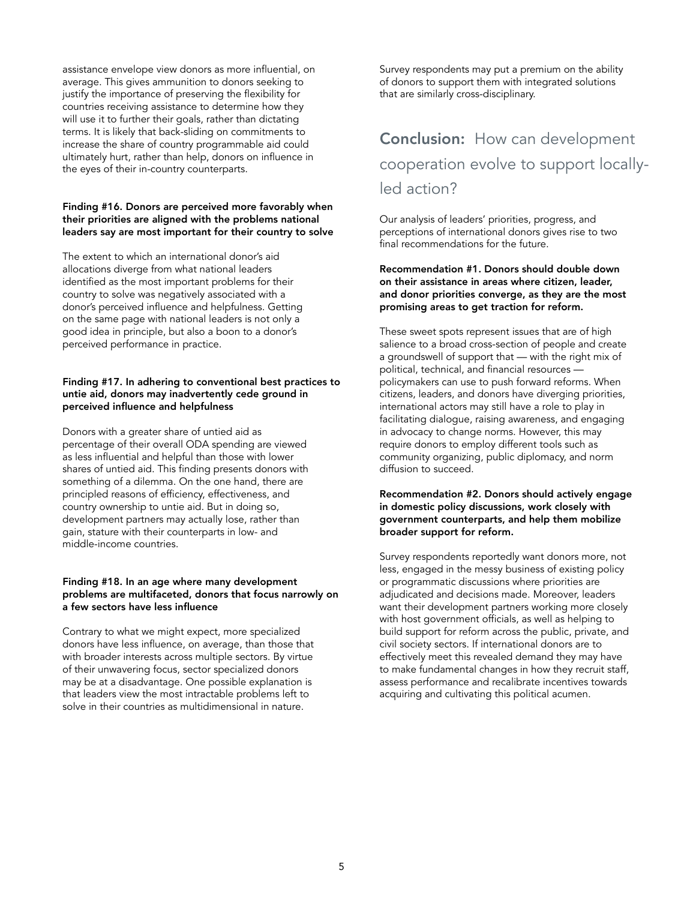assistance envelope view donors as more influential, on average. This gives ammunition to donors seeking to justify the importance of preserving the flexibility for countries receiving assistance to determine how they will use it to further their goals, rather than dictating terms. It is likely that back-sliding on commitments to increase the share of country programmable aid could ultimately hurt, rather than help, donors on influence in the eyes of their in-country counterparts.

**Finding #16. Donors are perceived more favorably when their priorities are aligned with the problems national leaders say are most important for their country to solve**

The extent to which an international donor's aid allocations diverge from what national leaders identified as the most important problems for their country to solve was negatively associated with a donor's perceived influence and helpfulness. Getting on the same page with national leaders is not only a good idea in principle, but also a boon to a donor's perceived performance in practice.

**Finding #17. In adhering to conventional best practices to untie aid, donors may inadvertently cede ground in perceived influence and helpfulness**

Donors with a greater share of untied aid as percentage of their overall ODA spending are viewed as less influential and helpful than those with lower shares of untied aid. This finding presents donors with something of a dilemma. On the one hand, there are principled reasons of efficiency, effectiveness, and country ownership to untie aid. But in doing so, development partners may actually lose, rather than gain, stature with their counterparts in low- and middle-income countries.

**Finding #18. In an age where many development problems are multifaceted, donors that focus narrowly on a few sectors have less influence**

Contrary to what we might expect, more specialized donors have less influence, on average, than those that with broader interests across multiple sectors. By virtue of their unwavering focus, sector specialized donors may be at a disadvantage. One possible explanation is that leaders view the most intractable problems left to solve in their countries as multidimensional in nature. Survey respondents may put a premium on the ability of donors to support them with integrated solutions that are similarly cross-disciplinary.

## **Conclusion:** How can development cooperation evolve to support locally-led action?

Our analysis of leaders' priorities, progress, and perceptions of international donors gives rise to two final recommendations for the future.

**Recommendation #1. Donors should double down on their assistance in areas where citizen, leader, and donor priorities converge, as they are the most promising areas to get traction for reform.**

These sweet spots represent issues that are of high salience to a broad cross-section of people and create a groundswell of support that — with the right mix of political, technical, and financial resources — policymakers can use to push forward reforms. When citizens, leaders, and donors have diverging priorities, international actors may still have a role to play in facilitating dialogue, raising awareness, and engaging in advocacy to change norms. However, this may require donors to employ different tools such as community organizing, public diplomacy, and norm diffusion to succeed.

**Recommendation #2. Donors should actively engage in domestic policy discussions, work closely with government counterparts, and help them mobilize broader support for reform.**

Survey respondents reportedly want donors more, not less, engaged in the messy business of existing policy or programmatic discussions where priorities are adjudicated and decisions made. Moreover, leaders want their development partners working more closely with host government officials, as well as helping to build support for reform across the public, private, and civil society sectors. If international donors are to effectively meet this revealed demand they may have to make fundamental changes in how they recruit staff, assess performance and recalibrate incentives towards acquiring and cultivating this political acumen.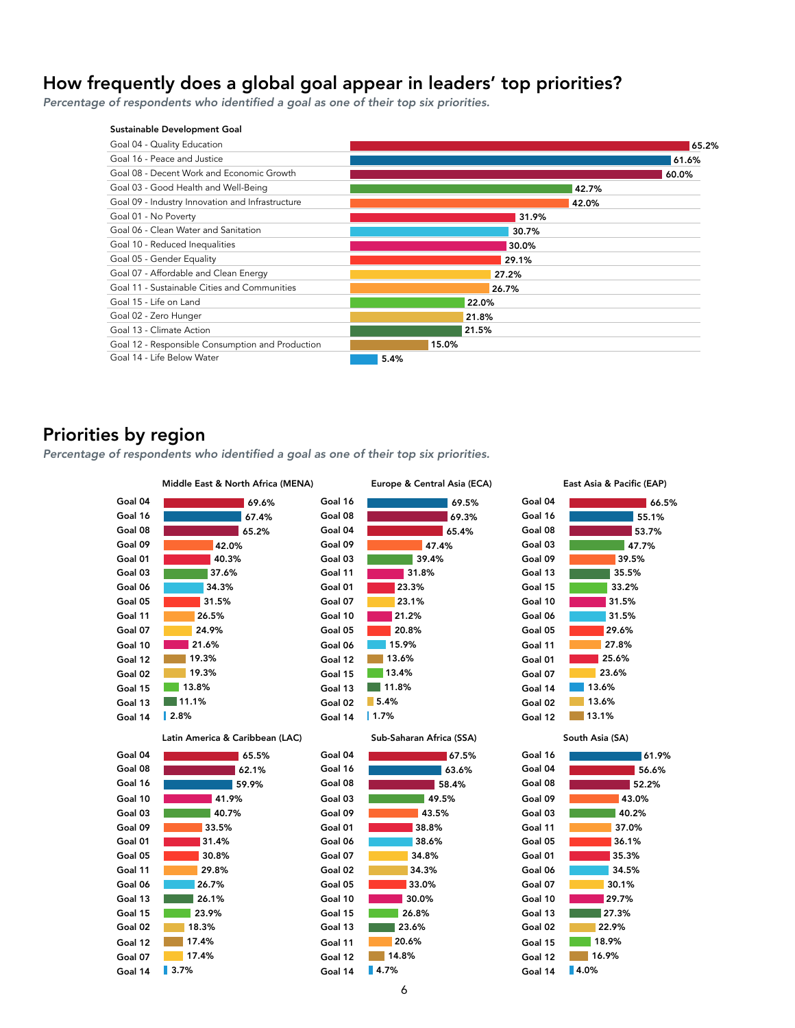## How frequently does a global goal appear in leaders' top priorities?

*Percentage of respondents who identified a goal as one of their top six priorities.*

| Sustainable Development Goal | Percentage |
|---|---|
| Goal 04 - Quality Education | 65.2% |
| Goal 16 - Peace and Justice | 61.6% |
| Goal 08 - Decent Work and Economic Growth | 60.0% |
| Goal 03 - Good Health and Well-Being | 42.7% |
| Goal 09 - Industry Innovation and Infrastructure | 42.0% |
| Goal 01 - No Poverty | 31.9% |
| Goal 06 - Clean Water and Sanitation | 30.7% |
| Goal 10 - Reduced Inequalities | 30.0% |
| Goal 05 - Gender Equality | 29.1% |
| Goal 07 - Affordable and Clean Energy | 27.2% |
| Goal 11 - Sustainable Cities and Communities | 26.7% |
| Goal 15 - Life on Land | 22.0% |
| Goal 02 - Zero Hunger | 21.8% |
| Goal 13 - Climate Action | 21.5% |
| Goal 12 - Responsible Consumption and Production | 15.0% |
| Goal 14 - Life Below Water | 5.4% |

## Priorities by region

*Percentage of respondents who identified a goal as one of their top six priorities.*

### Middle East & North Africa (MENA)

| Goal | Percentage |
|---|---|
| Goal 04 | 69.6% |
| Goal 16 | 67.4% |
| Goal 08 | 65.2% |
| Goal 09 | 42.0% |
| Goal 01 | 40.3% |
| Goal 03 | 37.6% |
| Goal 06 | 34.3% |
| Goal 05 | 31.5% |
| Goal 11 | 26.5% |
| Goal 07 | 24.9% |
| Goal 10 | 21.6% |
| Goal 12 | 19.3% |
| Goal 02 | 19.3% |
| Goal 15 | 13.8% |
| Goal 13 | 11.1% |
| Goal 14 | 2.8% |

### Europe & Central Asia (ECA)

| Goal | Percentage |
|---|---|
| Goal 16 | 69.5% |
| Goal 08 | 69.3% |
| Goal 04 | 65.4% |
| Goal 09 | 47.4% |
| Goal 03 | 39.4% |
| Goal 11 | 31.8% |
| Goal 01 | 23.3% |
| Goal 07 | 23.1% |
| Goal 10 | 21.2% |
| Goal 05 | 20.8% |
| Goal 06 | 15.9% |
| Goal 12 | 13.6% |
| Goal 15 | 13.4% |
| Goal 13 | 11.8% |
| Goal 02 | 5.4% |
| Goal 14 | 1.7% |

### East Asia & Pacific (EAP)

| Goal | Percentage |
|---|---|
| Goal 04 | 66.5% |
| Goal 16 | 55.1% |
| Goal 08 | 53.7% |
| Goal 03 | 47.7% |
| Goal 09 | 39.5% |
| Goal 13 | 35.5% |
| Goal 15 | 33.2% |
| Goal 10 | 31.5% |
| Goal 06 | 31.5% |
| Goal 05 | 29.6% |
| Goal 11 | 27.8% |
| Goal 01 | 25.6% |
| Goal 07 | 23.6% |
| Goal 14 | 13.6% |
| Goal 02 | 13.6% |
| Goal 12 | 13.1% |

### Latin America & Caribbean (LAC)

| Goal | Percentage |
|---|---|
| Goal 04 | 65.5% |
| Goal 08 | 62.1% |
| Goal 16 | 59.9% |
| Goal 10 | 41.9% |
| Goal 03 | 40.7% |
| Goal 09 | 33.5% |
| Goal 01 | 31.4% |
| Goal 05 | 30.8% |
| Goal 11 | 29.8% |
| Goal 06 | 26.7% |
| Goal 13 | 26.1% |
| Goal 15 | 23.9% |
| Goal 02 | 18.3% |
| Goal 12 | 17.4% |
| Goal 07 | 17.4% |
| Goal 14 | 3.7% |

### Sub-Saharan Africa (SSA)

| Goal | Percentage |
|---|---|
| Goal 04 | 67.5% |
| Goal 16 | 63.6% |
| Goal 08 | 58.4% |
| Goal 03 | 49.5% |
| Goal 09 | 43.5% |
| Goal 01 | 38.8% |
| Goal 06 | 38.6% |
| Goal 07 | 34.8% |
| Goal 02 | 34.3% |
| Goal 05 | 33.0% |
| Goal 10 | 30.0% |
| Goal 15 | 26.8% |
| Goal 13 | 23.6% |
| Goal 11 | 20.6% |
| Goal 12 | 14.8% |
| Goal 14 | 4.7% |

### South Asia (SA)

| Goal | Percentage |
|---|---|
| Goal 16 | 61.9% |
| Goal 04 | 56.6% |
| Goal 08 | 52.2% |
| Goal 09 | 43.0% |
| Goal 03 | 40.2% |
| Goal 11 | 37.0% |
| Goal 05 | 36.1% |
| Goal 01 | 35.3% |
| Goal 06 | 34.5% |
| Goal 07 | 30.1% |
| Goal 10 | 29.7% |
| Goal 13 | 27.3% |
| Goal 02 | 22.9% |
| Goal 15 | 18.9% |
| Goal 12 | 16.9% |
| Goal 14 | 4.0% |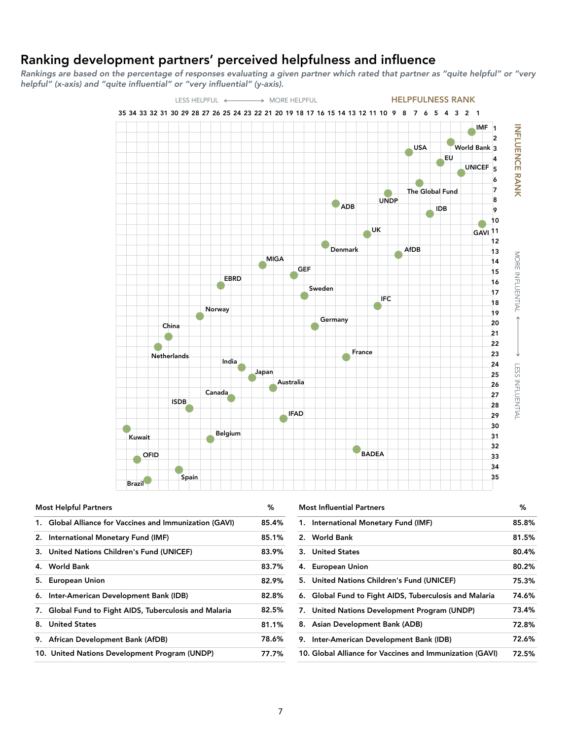## Ranking development partners' perceived helpfulness and influence

*Rankings are based on the percentage of responses evaluating a given partner which rated that partner as "quite helpful" or "very helpful" (x-axis) and "quite influential" or "very influential" (y-axis).*

| Most Helpful Partners | % |
|---|---|
| 1. Global Alliance for Vaccines and Immunization (GAVI) | 85.4% |
| 2. International Monetary Fund (IMF) | 85.1% |
| 3. United Nations Children's Fund (UNICEF) | 83.9% |
| 4. World Bank | 83.7% |
| 5. European Union | 82.9% |
| 6. Inter-American Development Bank (IDB) | 82.8% |
| 7. Global Fund to Fight AIDS, Tuberculosis and Malaria | 82.5% |
| 8. United States | 81.1% |
| 9. African Development Bank (AfDB) | 78.6% |
| 10. United Nations Development Program (UNDP) | 77.7% |

| Most Influential Partners | % |
|---|---|
| 1. International Monetary Fund (IMF) | 85.8% |
| 2. World Bank | 81.5% |
| 3. United States | 80.4% |
| 4. European Union | 80.2% |
| 5. United Nations Children's Fund (UNICEF) | 75.3% |
| 6. Global Fund to Fight AIDS, Tuberculosis and Malaria | 74.6% |
| 7. United Nations Development Program (UNDP) | 73.4% |
| 8. Asian Development Bank (ADB) | 72.8% |
| 9. Inter-American Development Bank (IDB) | 72.6% |
| 10. Global Alliance for Vaccines and Immunization (GAVI) | 72.5% |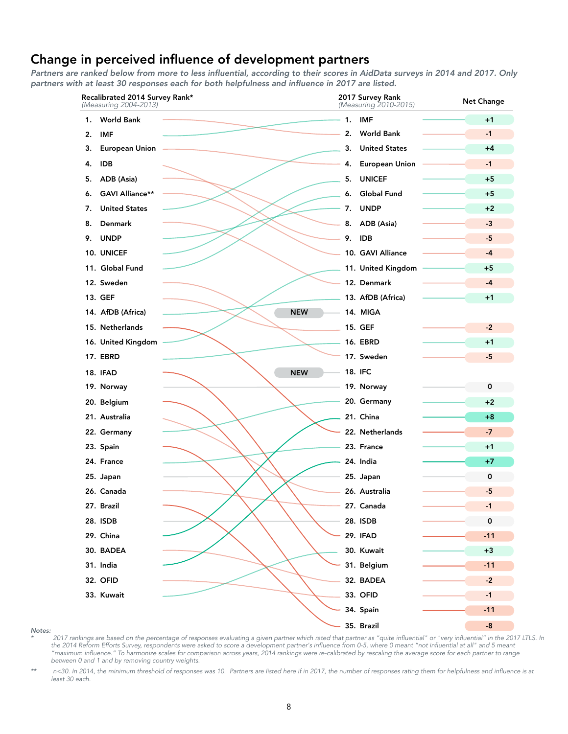## Change in perceived influence of development partners

*Partners are ranked below from more to less influential, according to their scores in AidData surveys in 2014 and 2017. Only partners with at least 30 responses each for both helpfulness and influence in 2017 are listed.*

| Recalibrated 2014 Survey Rank* (Measuring 2004-2013) | 2017 Survey Rank (Measuring 2010-2015) | Net Change |
|---|---|---|
| 1. World Bank | 1. IMF | +1 |
| 2. IMF | 2. World Bank | -1 |
| 3. European Union | 3. United States | +4 |
| 4. IDB | 4. European Union | -1 |
| 5. ADB (Asia) | 5. UNICEF | +5 |
| 6. GAVI Alliance** | 6. Global Fund | +5 |
| 7. United States | 7. UNDP | +2 |
| 8. Denmark | 8. ADB (Asia) | -3 |
| 9. UNDP | 9. IDB | -5 |
| 10. UNICEF | 10. GAVI Alliance | -4 |
| 11. Global Fund | 11. United Kingdom | +5 |
| 12. Sweden | 12. Denmark | -4 |
| 13. GEF | 13. AfDB (Africa) | +1 |
| 14. AfDB (Africa) | 14. MIGA (NEW) | |
| 15. Netherlands | 15. GEF | -2 |
| 16. United Kingdom | 16. EBRD | +1 |
| 17. EBRD | 17. Sweden | -5 |
| 18. IFAD | 18. IFC (NEW) | |
| 19. Norway | 19. Norway | 0 |
| 20. Belgium | 20. Germany | +2 |
| 21. Australia | 21. China | +8 |
| 22. Germany | 22. Netherlands | -7 |
| 23. Spain | 23. France | +1 |
| 24. France | 24. India | +7 |
| 25. Japan | 25. Japan | 0 |
| 26. Canada | 26. Australia | -5 |
| 27. Brazil | 27. Canada | -1 |
| 28. ISDB | 28. ISDB | 0 |
| 29. China | 29. IFAD | -11 |
| 30. BADEA | 30. Kuwait | +3 |
| 31. India | 31. Belgium | -11 |
| 32. OFID | 32. BADEA | -2 |
| 33. Kuwait | 33. OFID | -1 |
| | 34. Spain | -11 |
| | 35. Brazil | -8 |

*Notes:*

\* 2017 rankings are based on the percentage of responses evaluating a given partner which rated that partner as "quite influential" or "very influential" in the 2017 LTLS. In the 2014 Reform Efforts Survey, respondents were asked to score a development partner's influence from 0-5, where 0 meant "not influential at all" and 5 meant "maximum influence." To harmonize scales for comparison across years, 2014 rankings were re-calibrated by rescaling the average score for each partner to range between 0 and 1 and by removing country weights.

\*\* n<30. In 2014, the minimum threshold of responses was 10. Partners are listed here if in 2017, the number of responses rating them for helpfulness and influence is at least 30 each.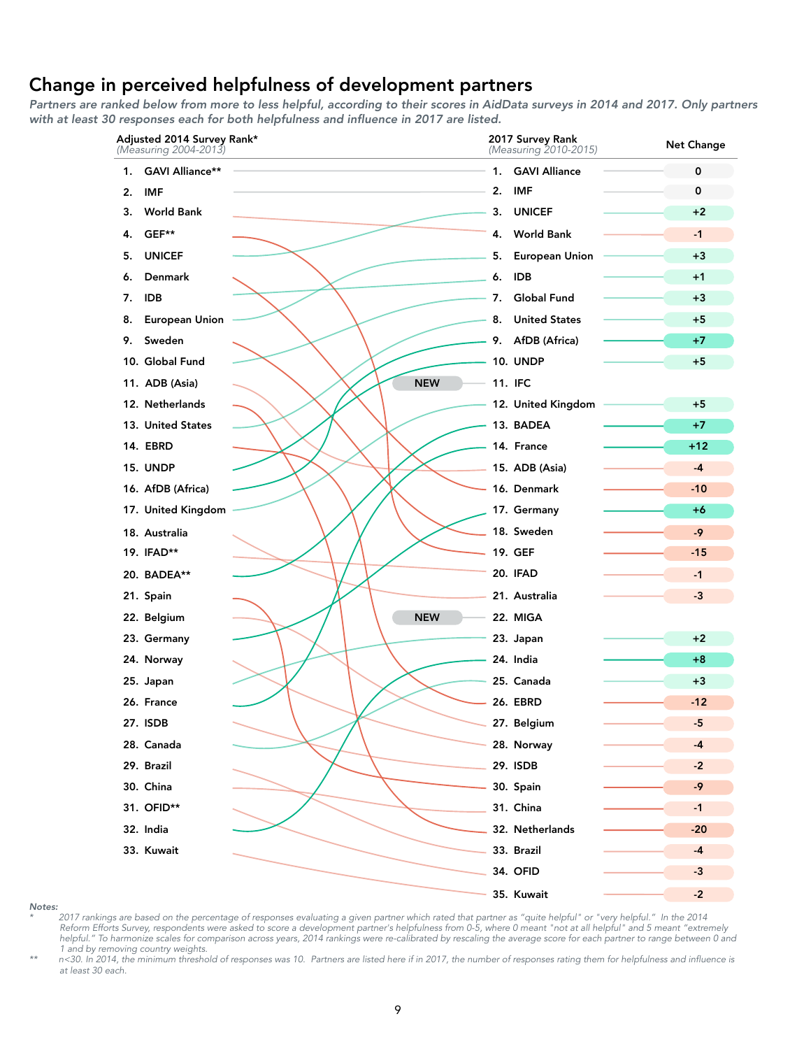## Change in perceived helpfulness of development partners

*Partners are ranked below from more to less helpful, according to their scores in AidData surveys in 2014 and 2017. Only partners with at least 30 responses each for both helpfulness and influence in 2017 are listed.*

| Adjusted 2014 Survey Rank* (Measuring 2004-2013) | 2017 Survey Rank (Measuring 2010-2015) | Net Change |
|---|---|---|
| 1. GAVI Alliance** | 1. GAVI Alliance | 0 |
| 2. IMF | 2. IMF | 0 |
| 3. World Bank | 3. UNICEF | +2 |
| 4. GEF** | 4. World Bank | -1 |
| 5. UNICEF | 5. European Union | +3 |
| 6. Denmark | 6. IDB | +1 |
| 7. IDB | 7. Global Fund | +3 |
| 8. European Union | 8. United States | +5 |
| 9. Sweden | 9. AfDB (Africa) | +7 |
| 10. Global Fund | 10. UNDP | +5 |
| 11. ADB (Asia) | 11. IFC | NEW |
| 12. Netherlands | 12. United Kingdom | +5 |
| 13. United States | 13. BADEA | +7 |
| 14. EBRD | 14. France | +12 |
| 15. UNDP | 15. ADB (Asia) | -4 |
| 16. AfDB (Africa) | 16. Denmark | -10 |
| 17. United Kingdom | 17. Germany | +6 |
| 18. Australia | 18. Sweden | -9 |
| 19. IFAD** | 19. GEF | -15 |
| 20. BADEA** | 20. IFAD | -1 |
| 21. Spain | 21. Australia | -3 |
| 22. Belgium | 22. MIGA | NEW |
| 23. Germany | 23. Japan | +2 |
| 24. Norway | 24. India | +8 |
| 25. Japan | 25. Canada | +3 |
| 26. France | 26. EBRD | -12 |
| 27. ISDB | 27. Belgium | -5 |
| 28. Canada | 28. Norway | -4 |
| 29. Brazil | 29. ISDB | -2 |
| 30. China | 30. Spain | -9 |
| 31. OFID** | 31. China | -1 |
| 32. India | 32. Netherlands | -20 |
| 33. Kuwait | 33. Brazil | -4 |
| | 34. OFID | -3 |
| | 35. Kuwait | -2 |

*Notes:*

\* *2017 rankings are based on the percentage of responses evaluating a given partner which rated that partner as "quite helpful" or "very helpful." In the 2014 Reform Efforts Survey, respondents were asked to score a development partner's helpfulness from 0-5, where 0 meant "not at all helpful" and 5 meant "extremely helpful." To harmonize scales for comparison across years, 2014 rankings were re-calibrated by rescaling the average score for each partner to range between 0 and 1 and by removing country weights.*

\*\* *n<30. In 2014, the minimum threshold of responses was 10. Partners are listed here if in 2017, the number of responses rating them for helpfulness and influence is at least 30 each.*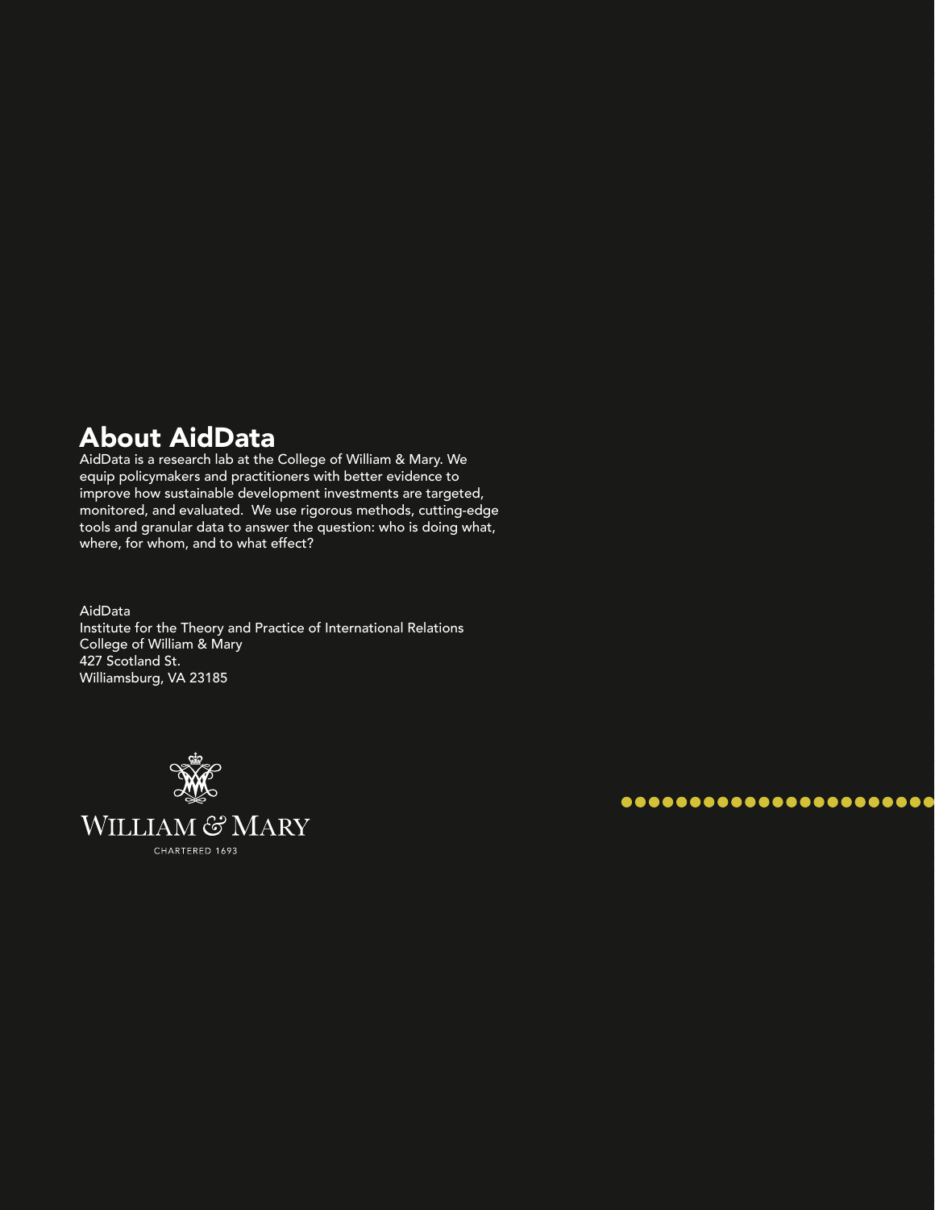## About AidData

AidData is a research lab at the College of William & Mary. We equip policymakers and practitioners with better evidence to improve how sustainable development investments are targeted, monitored, and evaluated. We use rigorous methods, cutting-edge tools and granular data to answer the question: who is doing what, where, for whom, and to what effect?

AidData
Institute for the Theory and Practice of International Relations
College of William & Mary
427 Scotland St.
Williamsburg, VA 23185

WILLIAM & MARY
CHARTERED 1693